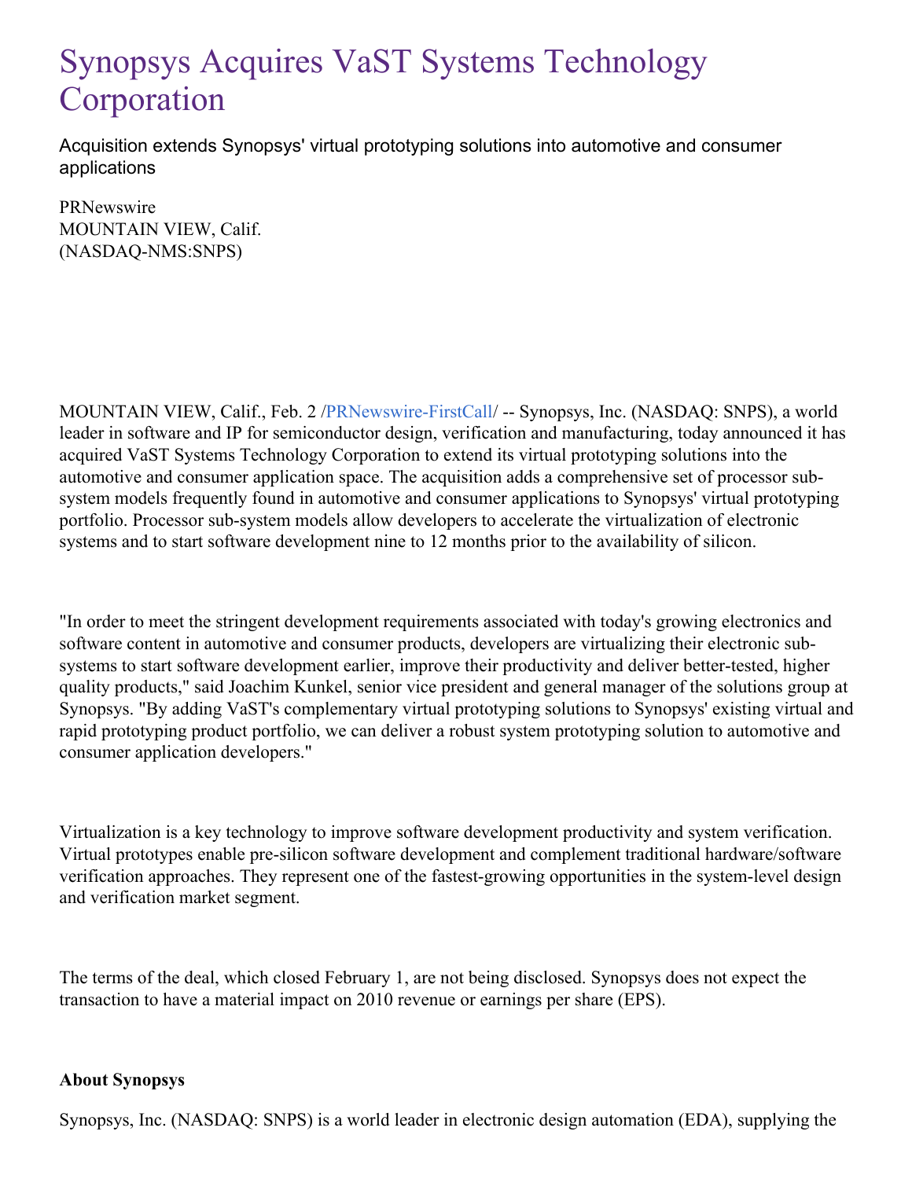# Synopsys Acquires VaST Systems Technology Corporation

Acquisition extends Synopsys' virtual prototyping solutions into automotive and consumer applications

PRNewswire
MOUNTAIN VIEW, Calif.
(NASDAQ-NMS:SNPS)

MOUNTAIN VIEW, Calif., Feb. 2 /PRNewswire-FirstCall/ -- Synopsys, Inc. (NASDAQ: SNPS), a world leader in software and IP for semiconductor design, verification and manufacturing, today announced it has acquired VaST Systems Technology Corporation to extend its virtual prototyping solutions into the automotive and consumer application space. The acquisition adds a comprehensive set of processor sub-system models frequently found in automotive and consumer applications to Synopsys' virtual prototyping portfolio. Processor sub-system models allow developers to accelerate the virtualization of electronic systems and to start software development nine to 12 months prior to the availability of silicon.

"In order to meet the stringent development requirements associated with today's growing electronics and software content in automotive and consumer products, developers are virtualizing their electronic sub-systems to start software development earlier, improve their productivity and deliver better-tested, higher quality products," said Joachim Kunkel, senior vice president and general manager of the solutions group at Synopsys. "By adding VaST's complementary virtual prototyping solutions to Synopsys' existing virtual and rapid prototyping product portfolio, we can deliver a robust system prototyping solution to automotive and consumer application developers."

Virtualization is a key technology to improve software development productivity and system verification. Virtual prototypes enable pre-silicon software development and complement traditional hardware/software verification approaches. They represent one of the fastest-growing opportunities in the system-level design and verification market segment.

The terms of the deal, which closed February 1, are not being disclosed. Synopsys does not expect the transaction to have a material impact on 2010 revenue or earnings per share (EPS).

**About Synopsys**

Synopsys, Inc. (NASDAQ: SNPS) is a world leader in electronic design automation (EDA), supplying the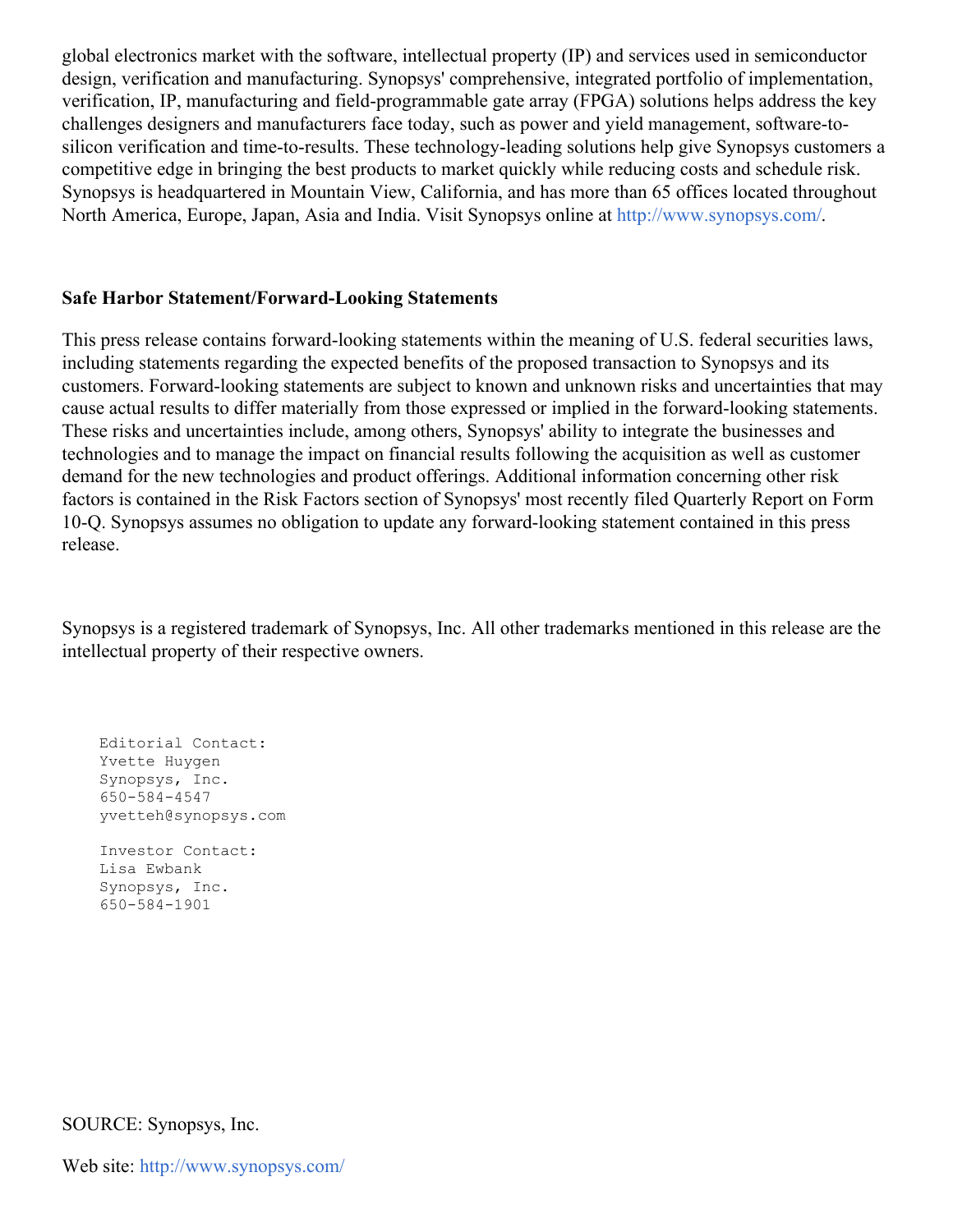global electronics market with the software, intellectual property (IP) and services used in semiconductor design, verification and manufacturing. Synopsys' comprehensive, integrated portfolio of implementation, verification, IP, manufacturing and field-programmable gate array (FPGA) solutions helps address the key challenges designers and manufacturers face today, such as power and yield management, software-to-silicon verification and time-to-results. These technology-leading solutions help give Synopsys customers a competitive edge in bringing the best products to market quickly while reducing costs and schedule risk. Synopsys is headquartered in Mountain View, California, and has more than 65 offices located throughout North America, Europe, Japan, Asia and India. Visit Synopsys online at http://www.synopsys.com/.

**Safe Harbor Statement/Forward-Looking Statements**

This press release contains forward-looking statements within the meaning of U.S. federal securities laws, including statements regarding the expected benefits of the proposed transaction to Synopsys and its customers. Forward-looking statements are subject to known and unknown risks and uncertainties that may cause actual results to differ materially from those expressed or implied in the forward-looking statements. These risks and uncertainties include, among others, Synopsys' ability to integrate the businesses and technologies and to manage the impact on financial results following the acquisition as well as customer demand for the new technologies and product offerings. Additional information concerning other risk factors is contained in the Risk Factors section of Synopsys' most recently filed Quarterly Report on Form 10-Q. Synopsys assumes no obligation to update any forward-looking statement contained in this press release.

Synopsys is a registered trademark of Synopsys, Inc. All other trademarks mentioned in this release are the intellectual property of their respective owners.

```
Editorial Contact:
Yvette Huygen
Synopsys, Inc.
650-584-4547
yvetteh@synopsys.com

Investor Contact:
Lisa Ewbank
Synopsys, Inc.
650-584-1901
```

SOURCE: Synopsys, Inc.

Web site: http://www.synopsys.com/